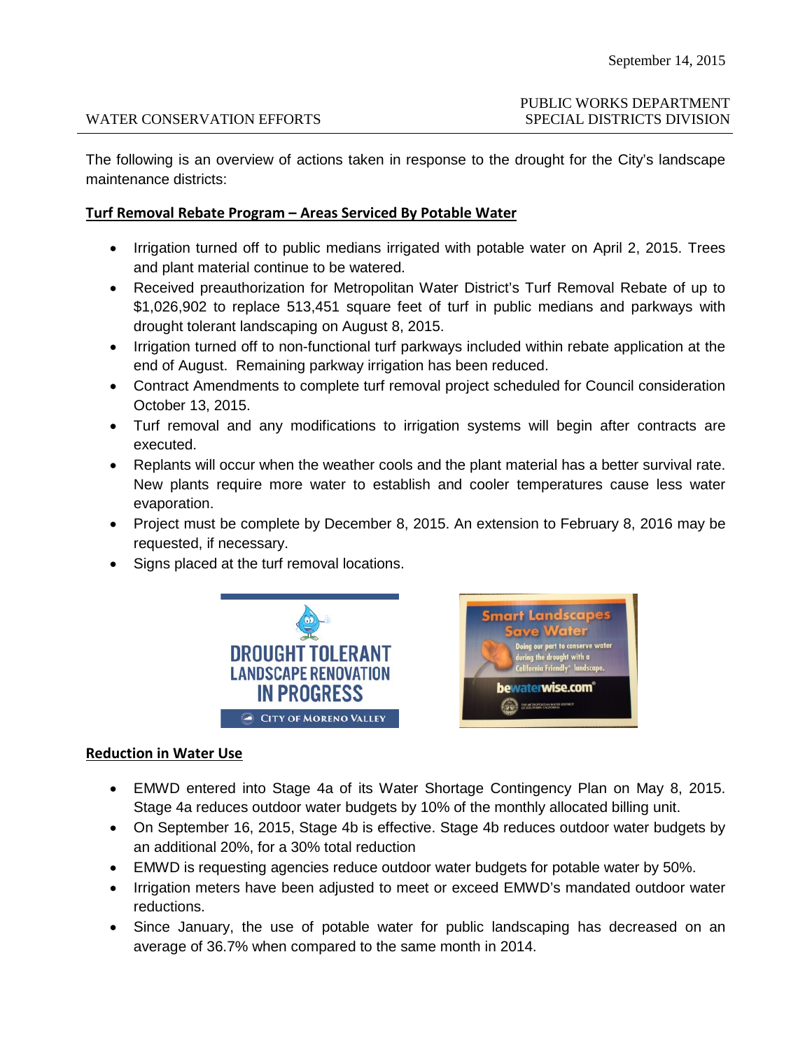September 14, 2015

PUBLIC WORKS DEPARTMENT
SPECIAL DISTRICTS DIVISION

WATER CONSERVATION EFFORTS

The following is an overview of actions taken in response to the drought for the City's landscape maintenance districts:

## Turf Removal Rebate Program – Areas Serviced By Potable Water

- Irrigation turned off to public medians irrigated with potable water on April 2, 2015. Trees and plant material continue to be watered.
- Received preauthorization for Metropolitan Water District's Turf Removal Rebate of up to $1,026,902 to replace 513,451 square feet of turf in public medians and parkways with drought tolerant landscaping on August 8, 2015.
- Irrigation turned off to non-functional turf parkways included within rebate application at the end of August. Remaining parkway irrigation has been reduced.
- Contract Amendments to complete turf removal project scheduled for Council consideration October 13, 2015.
- Turf removal and any modifications to irrigation systems will begin after contracts are executed.
- Replants will occur when the weather cools and the plant material has a better survival rate. New plants require more water to establish and cooler temperatures cause less water evaporation.
- Project must be complete by December 8, 2015. An extension to February 8, 2016 may be requested, if necessary.
- Signs placed at the turf removal locations.

DROUGHT TOLERANT
LANDSCAPE RENOVATION
IN PROGRESS
CITY OF MORENO VALLEY

Smart Landscapes
Save Water
Doing our part to conserve water during the drought with a California Friendly® landscape.
bewaterwise.com®

## Reduction in Water Use

- EMWD entered into Stage 4a of its Water Shortage Contingency Plan on May 8, 2015. Stage 4a reduces outdoor water budgets by 10% of the monthly allocated billing unit.
- On September 16, 2015, Stage 4b is effective. Stage 4b reduces outdoor water budgets by an additional 20%, for a 30% total reduction
- EMWD is requesting agencies reduce outdoor water budgets for potable water by 50%.
- Irrigation meters have been adjusted to meet or exceed EMWD's mandated outdoor water reductions.
- Since January, the use of potable water for public landscaping has decreased on an average of 36.7% when compared to the same month in 2014.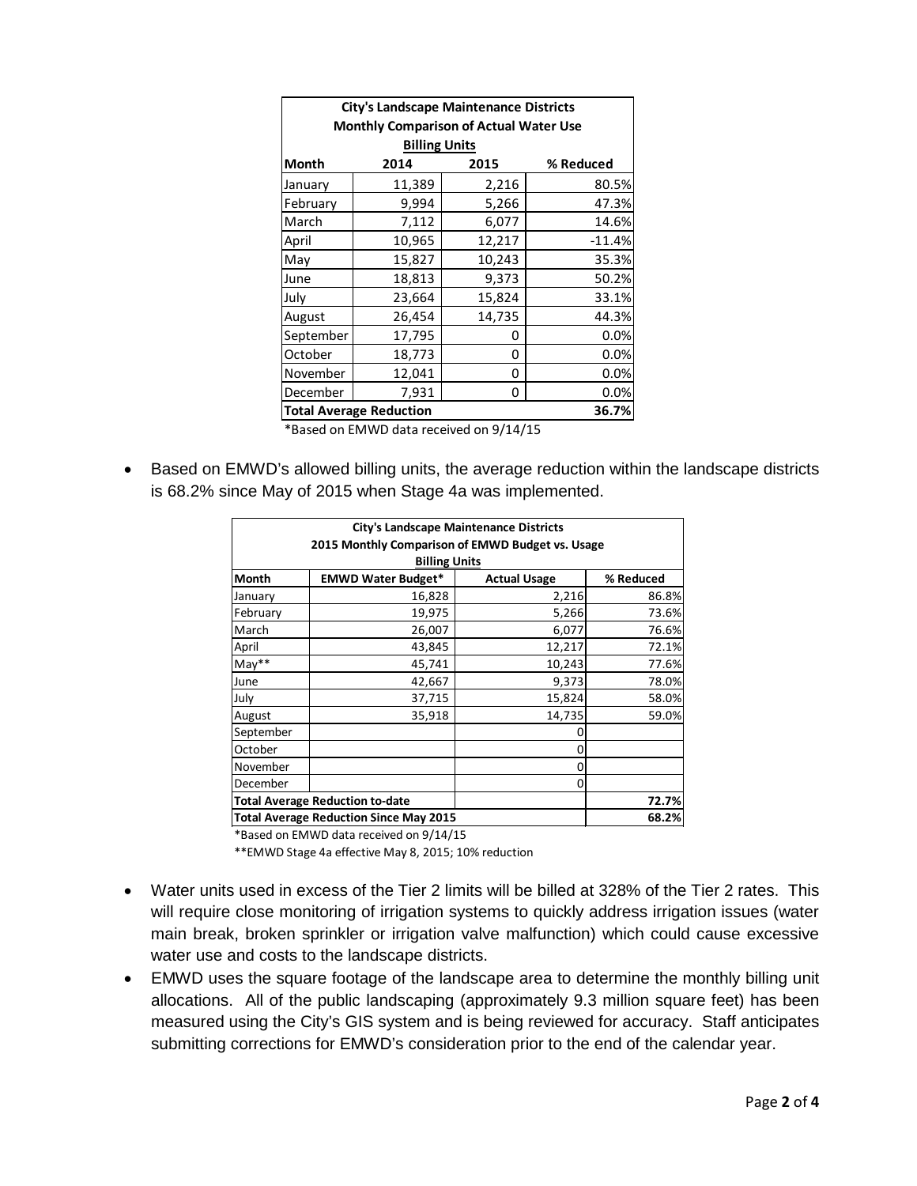| City's Landscape Maintenance Districts<br>Monthly Comparison of Actual Water Use<br>Billing Units | | | |
|---|---|---|---|
| **Month** | **2014** | **2015** | **% Reduced** |
| January | 11,389 | 2,216 | 80.5% |
| February | 9,994 | 5,266 | 47.3% |
| March | 7,112 | 6,077 | 14.6% |
| April | 10,965 | 12,217 | -11.4% |
| May | 15,827 | 10,243 | 35.3% |
| June | 18,813 | 9,373 | 50.2% |
| July | 23,664 | 15,824 | 33.1% |
| August | 26,454 | 14,735 | 44.3% |
| September | 17,795 | 0 | 0.0% |
| October | 18,773 | 0 | 0.0% |
| November | 12,041 | 0 | 0.0% |
| December | 7,931 | 0 | 0.0% |
| **Total Average Reduction** | | | **36.7%** |

*Based on EMWD data received on 9/14/15

- Based on EMWD's allowed billing units, the average reduction within the landscape districts is 68.2% since May of 2015 when Stage 4a was implemented.

| City's Landscape Maintenance Districts<br>2015 Monthly Comparison of EMWD Budget vs. Usage<br>Billing Units | | | |
|---|---|---|---|
| **Month** | **EMWD Water Budget*** | **Actual Usage** | **% Reduced** |
| January | 16,828 | 2,216 | 86.8% |
| February | 19,975 | 5,266 | 73.6% |
| March | 26,007 | 6,077 | 76.6% |
| April | 43,845 | 12,217 | 72.1% |
| May** | 45,741 | 10,243 | 77.6% |
| June | 42,667 | 9,373 | 78.0% |
| July | 37,715 | 15,824 | 58.0% |
| August | 35,918 | 14,735 | 59.0% |
| September | | 0 | |
| October | | 0 | |
| November | | 0 | |
| December | | 0 | |
| **Total Average Reduction to-date** | | | **72.7%** |
| **Total Average Reduction Since May 2015** | | | **68.2%** |

*Based on EMWD data received on 9/14/15

**EMWD Stage 4a effective May 8, 2015; 10% reduction

- Water units used in excess of the Tier 2 limits will be billed at 328% of the Tier 2 rates. This will require close monitoring of irrigation systems to quickly address irrigation issues (water main break, broken sprinkler or irrigation valve malfunction) which could cause excessive water use and costs to the landscape districts.
- EMWD uses the square footage of the landscape area to determine the monthly billing unit allocations. All of the public landscaping (approximately 9.3 million square feet) has been measured using the City's GIS system and is being reviewed for accuracy. Staff anticipates submitting corrections for EMWD's consideration prior to the end of the calendar year.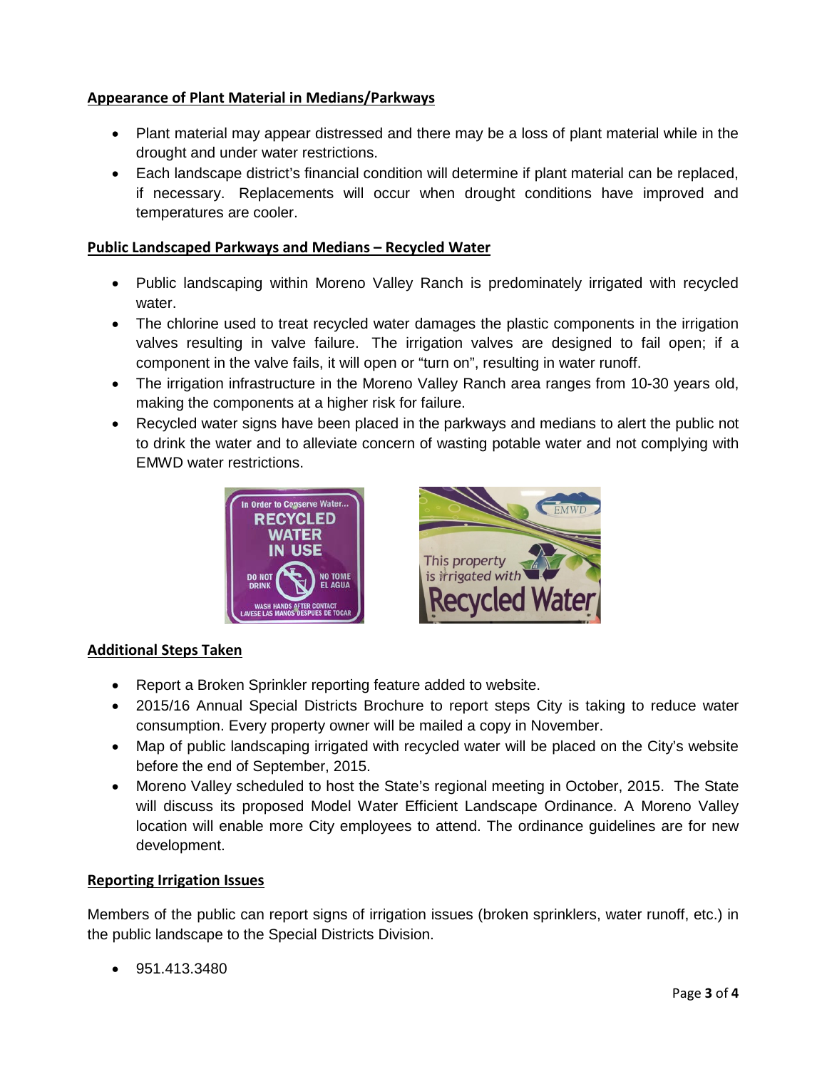## Appearance of Plant Material in Medians/Parkways

- Plant material may appear distressed and there may be a loss of plant material while in the drought and under water restrictions.
- Each landscape district's financial condition will determine if plant material can be replaced, if necessary. Replacements will occur when drought conditions have improved and temperatures are cooler.

## Public Landscaped Parkways and Medians – Recycled Water

- Public landscaping within Moreno Valley Ranch is predominately irrigated with recycled water.
- The chlorine used to treat recycled water damages the plastic components in the irrigation valves resulting in valve failure. The irrigation valves are designed to fail open; if a component in the valve fails, it will open or "turn on", resulting in water runoff.
- The irrigation infrastructure in the Moreno Valley Ranch area ranges from 10-30 years old, making the components at a higher risk for failure.
- Recycled water signs have been placed in the parkways and medians to alert the public not to drink the water and to alleviate concern of wasting potable water and not complying with EMWD water restrictions.

## Additional Steps Taken

- Report a Broken Sprinkler reporting feature added to website.
- 2015/16 Annual Special Districts Brochure to report steps City is taking to reduce water consumption. Every property owner will be mailed a copy in November.
- Map of public landscaping irrigated with recycled water will be placed on the City's website before the end of September, 2015.
- Moreno Valley scheduled to host the State's regional meeting in October, 2015. The State will discuss its proposed Model Water Efficient Landscape Ordinance. A Moreno Valley location will enable more City employees to attend. The ordinance guidelines are for new development.

## Reporting Irrigation Issues

Members of the public can report signs of irrigation issues (broken sprinklers, water runoff, etc.) in the public landscape to the Special Districts Division.

- 951.413.3480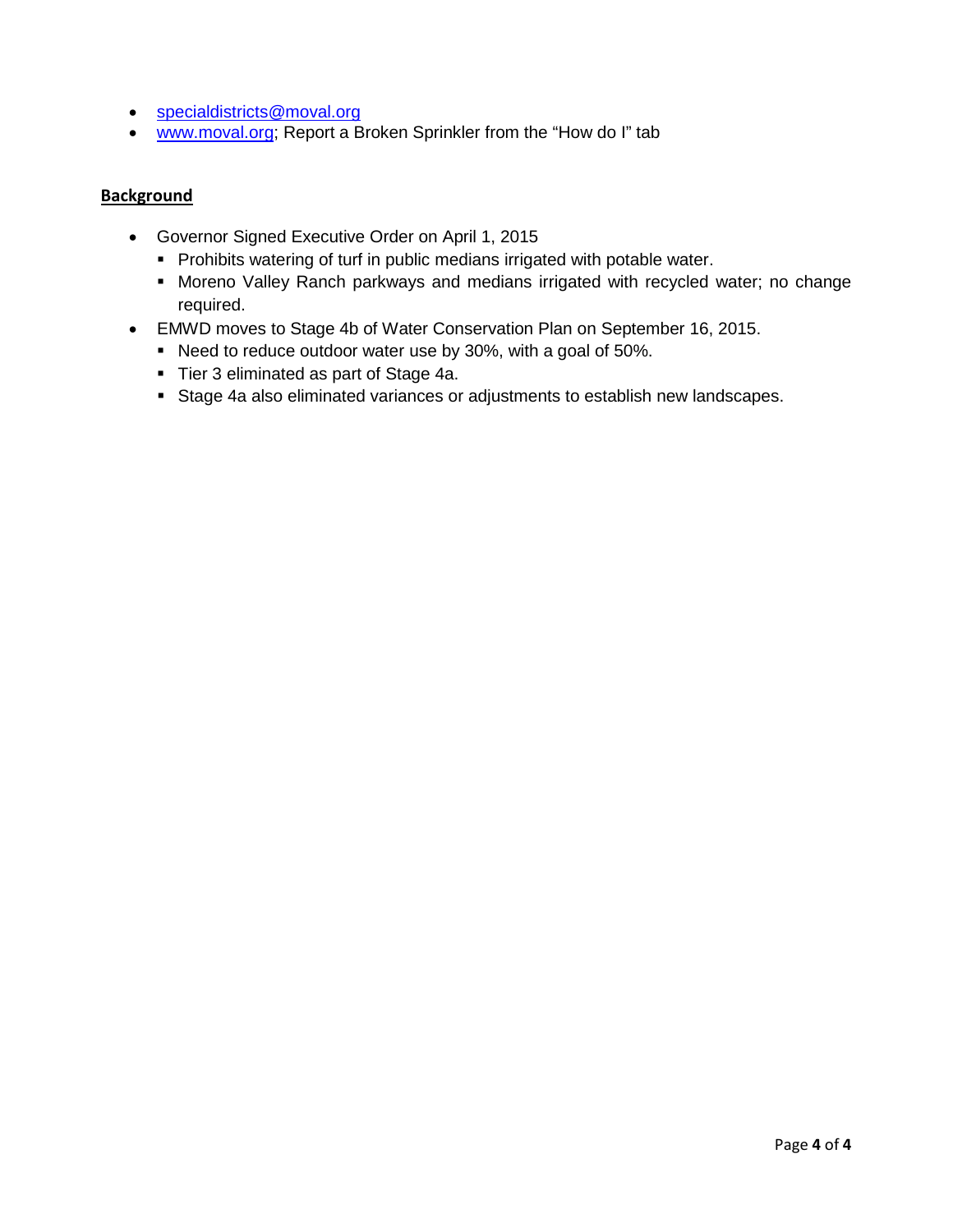- specialdistricts@moval.org
- www.moval.org; Report a Broken Sprinkler from the "How do I" tab

**Background**

- Governor Signed Executive Order on April 1, 2015
  - Prohibits watering of turf in public medians irrigated with potable water.
  - Moreno Valley Ranch parkways and medians irrigated with recycled water; no change required.
- EMWD moves to Stage 4b of Water Conservation Plan on September 16, 2015.
  - Need to reduce outdoor water use by 30%, with a goal of 50%.
  - Tier 3 eliminated as part of Stage 4a.
  - Stage 4a also eliminated variances or adjustments to establish new landscapes.